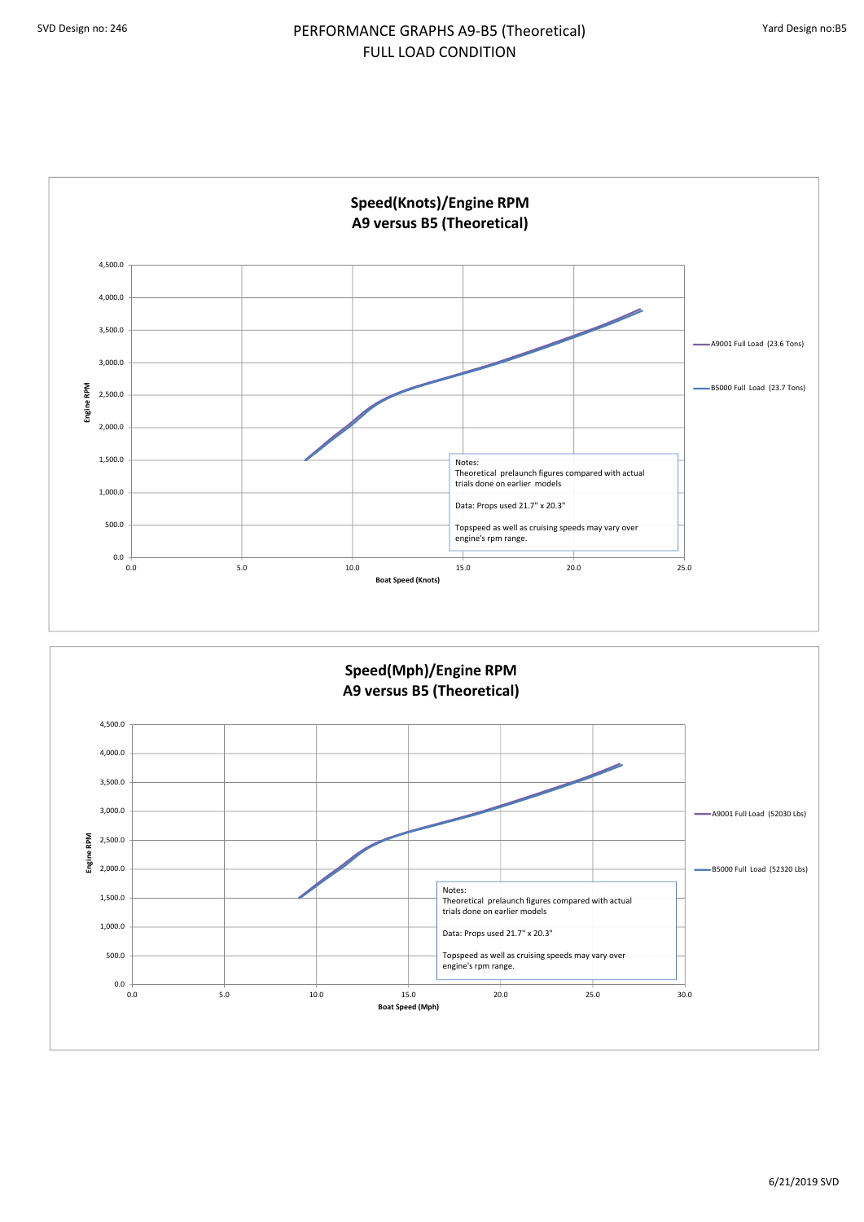SVD Design no: 246

# PERFORMANCE GRAPHS A9-B5 (Theoretical)
## FULL LOAD CONDITION

Yard Design no:B5

### Speed(Knots)/Engine RPM
### A9 versus B5 (Theoretical)

Engine RPM: 0.0, 500.0, 1,000.0, 1,500.0, 2,000.0, 2,500.0, 3,000.0, 3,500.0, 4,000.0, 4,500.0

Boat Speed (Knots): 0.0, 5.0, 10.0, 15.0, 20.0, 25.0

- A9001 Full Load (23.6 Tons)
- B5000 Full Load (23.7 Tons)

Notes:
Theoretical prelaunch figures compared with actual trials done on earlier models

Data: Props used 21.7" x 20.3"

Topspeed as well as cruising speeds may vary over engine's rpm range.

### Speed(Mph)/Engine RPM
### A9 versus B5 (Theoretical)

Engine RPM: 0.0, 500.0, 1,000.0, 1,500.0, 2,000.0, 2,500.0, 3,000.0, 3,500.0, 4,000.0, 4,500.0

Boat Speed (Mph): 0.0, 5.0, 10.0, 15.0, 20.0, 25.0, 30.0

- A9001 Full Load (52030 Lbs)
- B5000 Full Load (52320 Lbs)

Notes:
Theoretical prelaunch figures compared with actual trials done on earlier models

Data: Props used 21.7" x 20.3"

Topspeed as well as cruising speeds may vary over engine's rpm range.

6/21/2019 SVD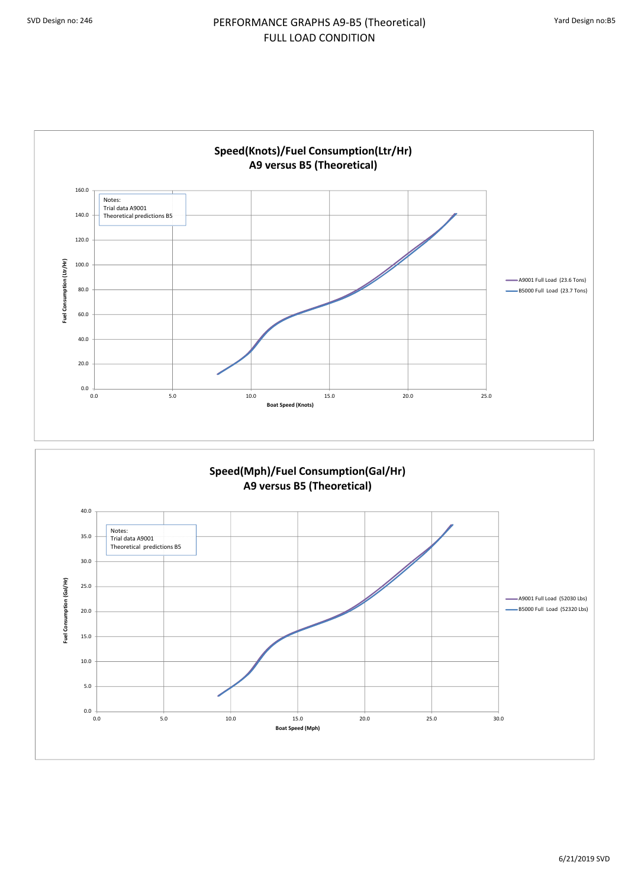SVD Design no: 246

# PERFORMANCE GRAPHS A9-B5 (Theoretical)
## FULL LOAD CONDITION

Yard Design no:B5

**Speed(Knots)/Fuel Consumption(Ltr/Hr)**
**A9 versus B5 (Theoretical)**

Notes:
Trial data A9001
Theoretical predictions B5

Fuel Consumption (Ltr/Hr): 0.0, 20.0, 40.0, 60.0, 80.0, 100.0, 120.0, 140.0, 160.0

Boat Speed (Knots): 0.0, 5.0, 10.0, 15.0, 20.0, 25.0

- A9001 Full Load (23.6 Tons)
- B5000 Full Load (23.7 Tons)

**Speed(Mph)/Fuel Consumption(Gal/Hr)**
**A9 versus B5 (Theoretical)**

Notes:
Trial data A9001
Theoretical predictions B5

Fuel Consumption (Gal/Hr): 0.0, 5.0, 10.0, 15.0, 20.0, 25.0, 30.0, 35.0, 40.0

Boat Speed (Mph): 0.0, 5.0, 10.0, 15.0, 20.0, 25.0, 30.0

- A9001 Full Load (52030 Lbs)
- B5000 Full Load (52320 Lbs)

6/21/2019 SVD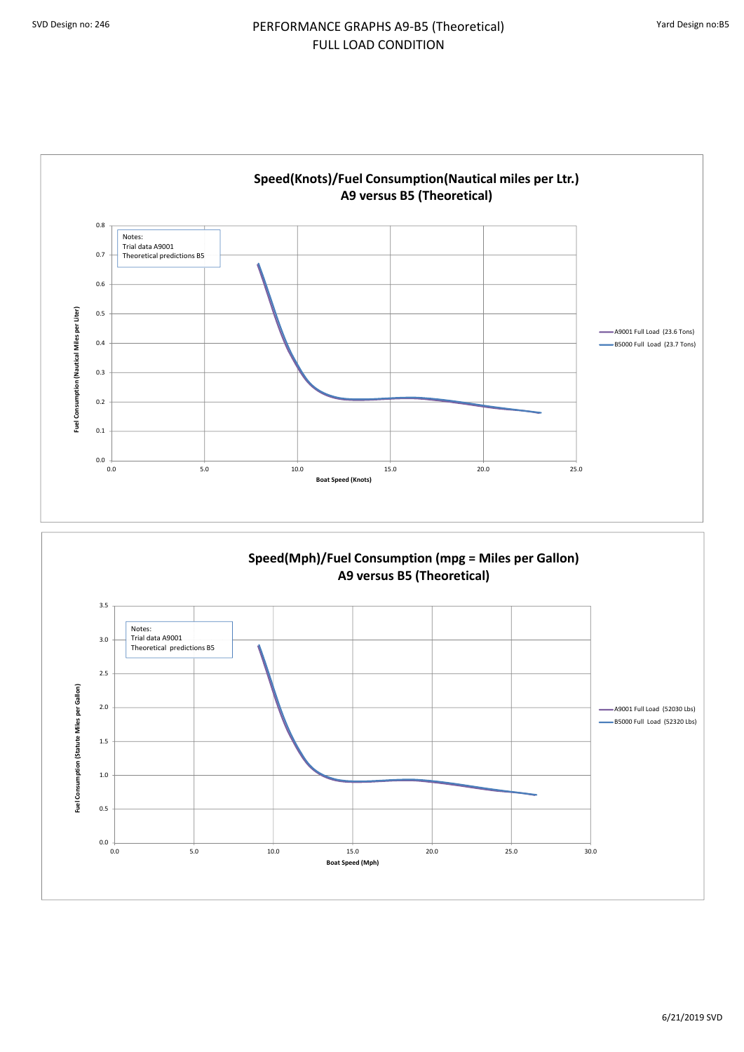# PERFORMANCE GRAPHS A9-B5 (Theoretical)

## FULL LOAD CONDITION

### Speed(Knots)/Fuel Consumption(Nautical miles per Ltr.)
### A9 versus B5 (Theoretical)

Notes:
Trial data A9001
Theoretical predictions B5

Fuel Consumption (Nautical Miles per Liter)

Boat Speed (Knots)

- A9001 Full Load (23.6 Tons)
- B5000 Full Load (23.7 Tons)

### Speed(Mph)/Fuel Consumption (mpg = Miles per Gallon)
### A9 versus B5 (Theoretical)

Notes:
Trial data A9001
Theoretical predictions B5

Fuel Consumption (Statute Miles per Gallon)

Boat Speed (Mph)

- A9001 Full Load (52030 Lbs)
- B5000 Full Load (52320 Lbs)

6/21/2019 SVD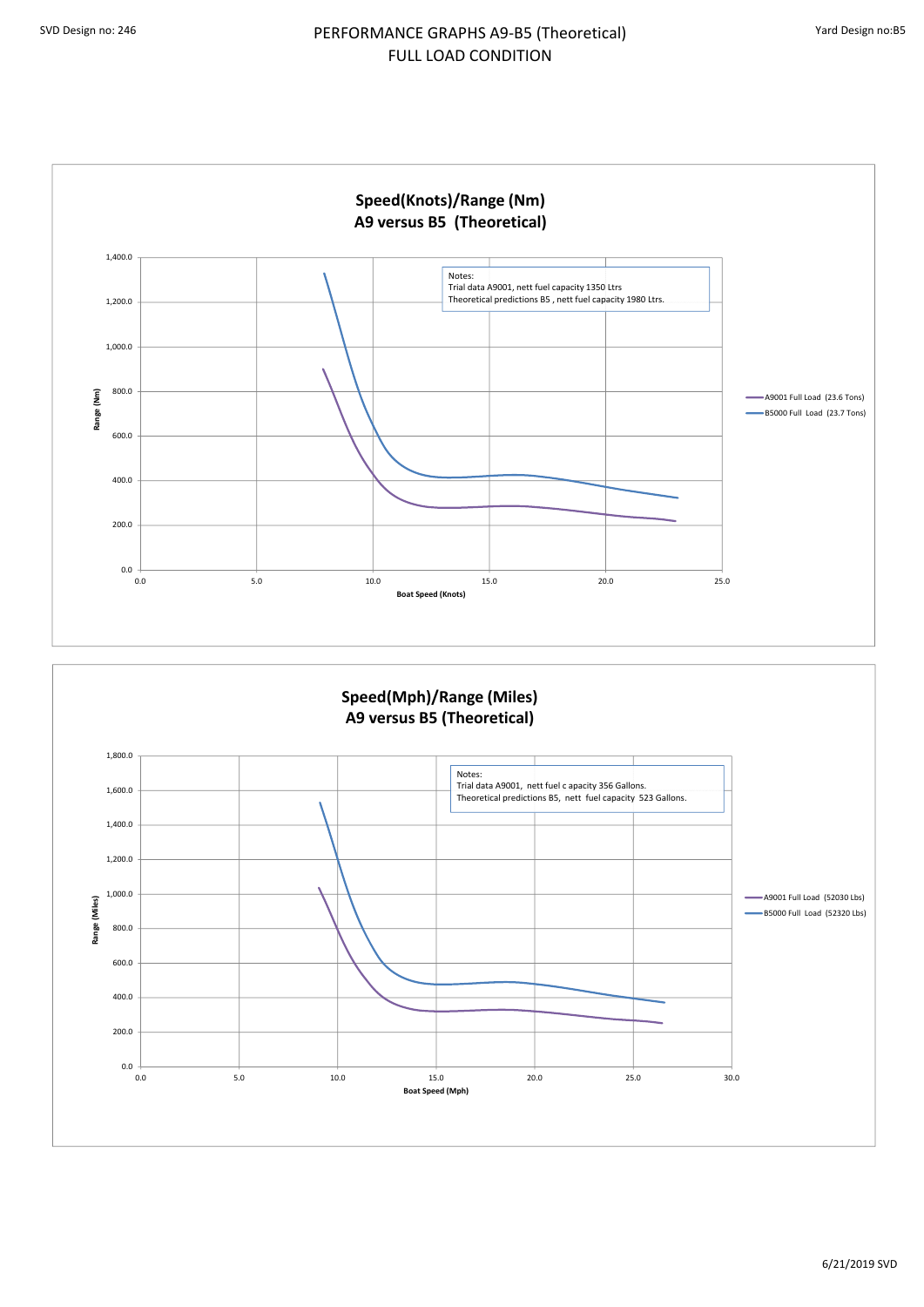SVD Design no: 246

Yard Design no:B5

# PERFORMANCE GRAPHS A9-B5 (Theoretical)
## FULL LOAD CONDITION

**Speed(Knots)/Range (Nm)**
**A9 versus B5 (Theoretical)**

Notes:
Trial data A9001, nett fuel capacity 1350 Ltrs
Theoretical predictions B5 , nett fuel capacity 1980 Ltrs.

Range (Nm)

1,400.0
1,200.0
1,000.0
800.0
600.0
400.0
200.0
0.0

0.0
5.0
10.0
15.0
20.0
25.0

Boat Speed (Knots)

A9001 Full Load (23.6 Tons)
B5000 Full Load (23.7 Tons)

**Speed(Mph)/Range (Miles)**
**A9 versus B5 (Theoretical)**

Notes:
Trial data A9001, nett fuel c apacity 356 Gallons.
Theoretical predictions B5, nett fuel capacity 523 Gallons.

Range (Miles)

1,800.0
1,600.0
1,400.0
1,200.0
1,000.0
800.0
600.0
400.0
200.0
0.0

0.0
5.0
10.0
15.0
20.0
25.0
30.0

Boat Speed (Mph)

A9001 Full Load (52030 Lbs)
B5000 Full Load (52320 Lbs)

6/21/2019 SVD